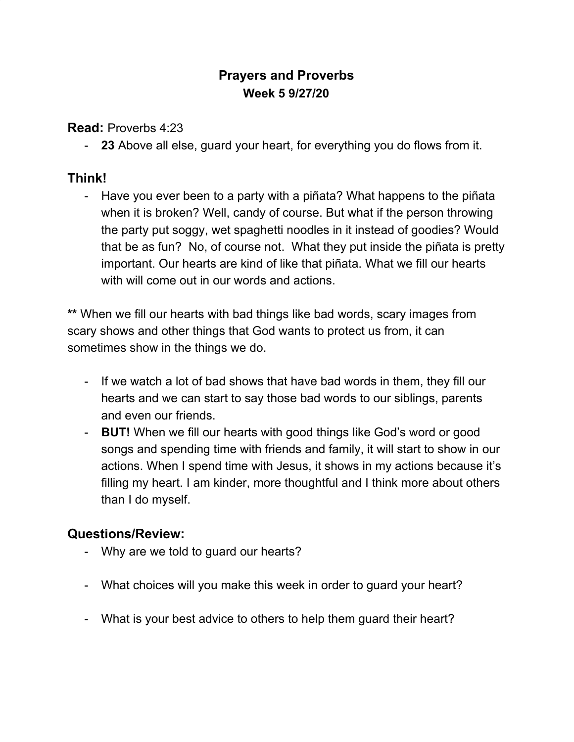# Prayers and Proverbs

## Week 5 9/27/20

### **Read:** Proverbs 4:23

- **23** Above all else, guard your heart, for everything you do flows from it.

### Think!

- Have you ever been to a party with a piñata? What happens to the piñata when it is broken? Well, candy of course. But what if the person throwing the party put soggy, wet spaghetti noodles in it instead of goodies? Would that be as fun? No, of course not. What they put inside the piñata is pretty important. Our hearts are kind of like that piñata. What we fill our hearts with will come out in our words and actions.

**\*\*** When we fill our hearts with bad things like bad words, scary images from scary shows and other things that God wants to protect us from, it can sometimes show in the things we do.

- If we watch a lot of bad shows that have bad words in them, they fill our hearts and we can start to say those bad words to our siblings, parents and even our friends.
- **BUT!** When we fill our hearts with good things like God's word or good songs and spending time with friends and family, it will start to show in our actions. When I spend time with Jesus, it shows in my actions because it's filling my heart. I am kinder, more thoughtful and I think more about others than I do myself.

### Questions/Review:

- Why are we told to guard our hearts?
- What choices will you make this week in order to guard your heart?
- What is your best advice to others to help them guard their heart?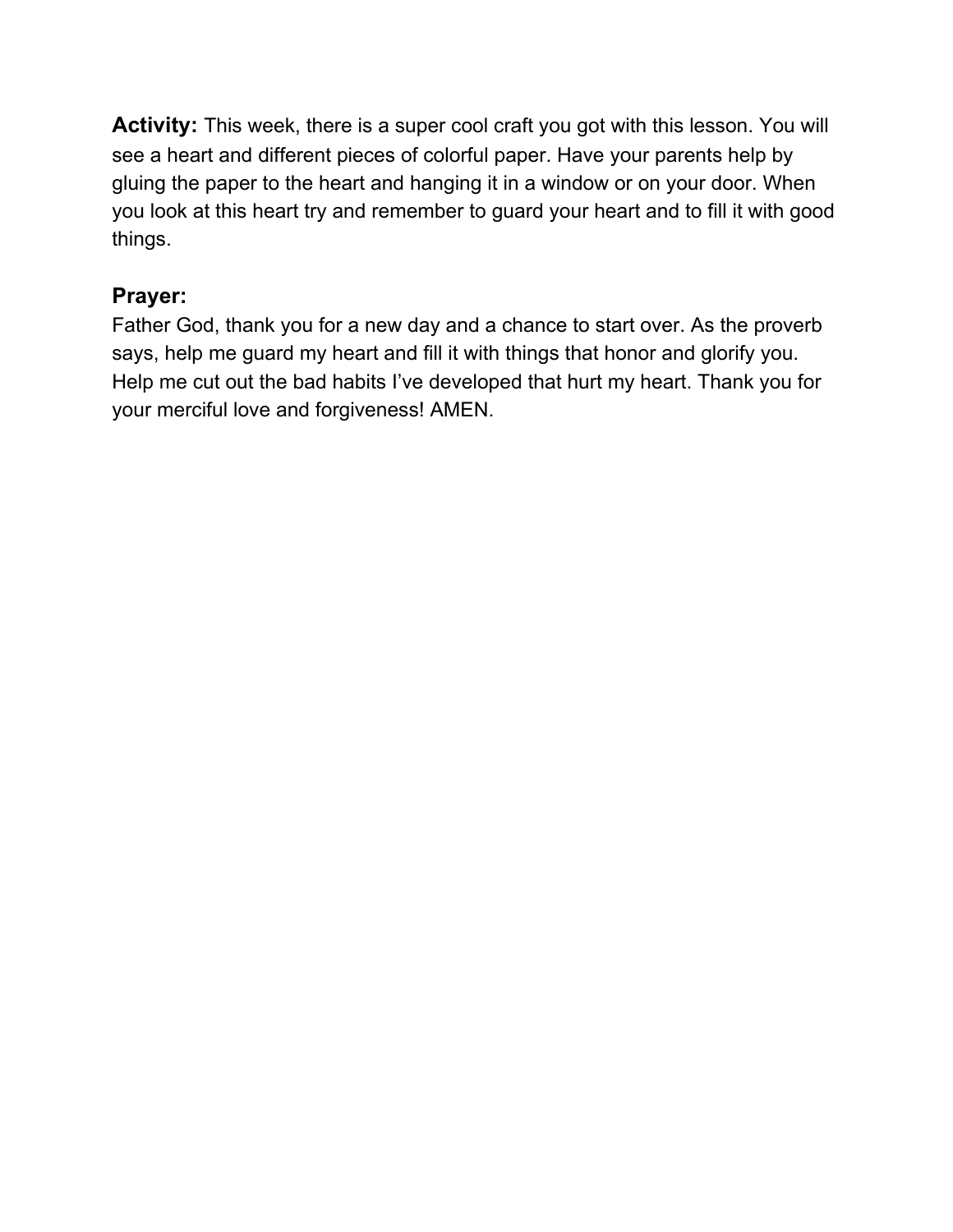**Activity:** This week, there is a super cool craft you got with this lesson. You will see a heart and different pieces of colorful paper. Have your parents help by gluing the paper to the heart and hanging it in a window or on your door. When you look at this heart try and remember to guard your heart and to fill it with good things.

**Prayer:**

Father God, thank you for a new day and a chance to start over. As the proverb says, help me guard my heart and fill it with things that honor and glorify you. Help me cut out the bad habits I've developed that hurt my heart. Thank you for your merciful love and forgiveness! AMEN.